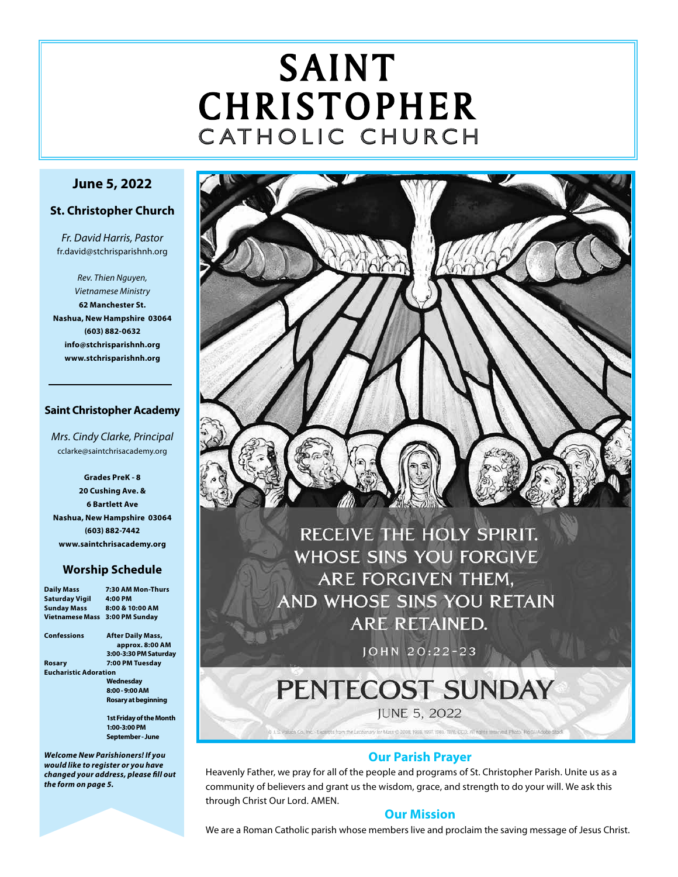# SAINT CHRISTOPHER
## CATHOLIC CHURCH

**June 5, 2022**

**St. Christopher Church**

*Fr. David Harris, Pastor*
fr.david@stchrisparishnh.org

*Rev. Thien Nguyen,*
*Vietnamese Ministry*
**62 Manchester St.**
**Nashua, New Hampshire 03064**
**(603) 882-0632**
**info@stchrisparishnh.org**
**www.stchrisparishnh.org**

**Saint Christopher Academy**

*Mrs. Cindy Clarke, Principal*
cclarke@saintchrisacademy.org

**Grades PreK - 8**
**20 Cushing Ave. &**
**6 Bartlett Ave**
**Nashua, New Hampshire 03064**
**(603) 882-7442**
**www.saintchrisacademy.org**

### Worship Schedule

**Daily Mass** 7:30 AM Mon-Thurs
**Saturday Vigil** 4:00 PM
**Sunday Mass** 8:00 & 10:00 AM
**Vietnamese Mass** 3:00 PM Sunday

**Confessions** After Daily Mass, approx. 8:00 AM
3:00-3:30 PM Saturday
**Rosary** 7:00 PM Tuesday
**Eucharistic Adoration**
Wednesday
8:00 - 9:00 AM
Rosary at beginning

1st Friday of the Month
1:00-3:00 PM
September - June

***Welcome New Parishioners! If you would like to register or you have changed your address, please fill out the form on page 5.***

RECEIVE THE HOLY SPIRIT. WHOSE SINS YOU FORGIVE ARE FORGIVEN THEM, AND WHOSE SINS YOU RETAIN ARE RETAINED.

JOHN 20:22-23

PENTECOST SUNDAY
JUNE 5, 2022

### Our Parish Prayer

Heavenly Father, we pray for all of the people and programs of St. Christopher Parish. Unite us as a community of believers and grant us the wisdom, grace, and strength to do your will. We ask this through Christ Our Lord. AMEN.

### Our Mission

We are a Roman Catholic parish whose members live and proclaim the saving message of Jesus Christ.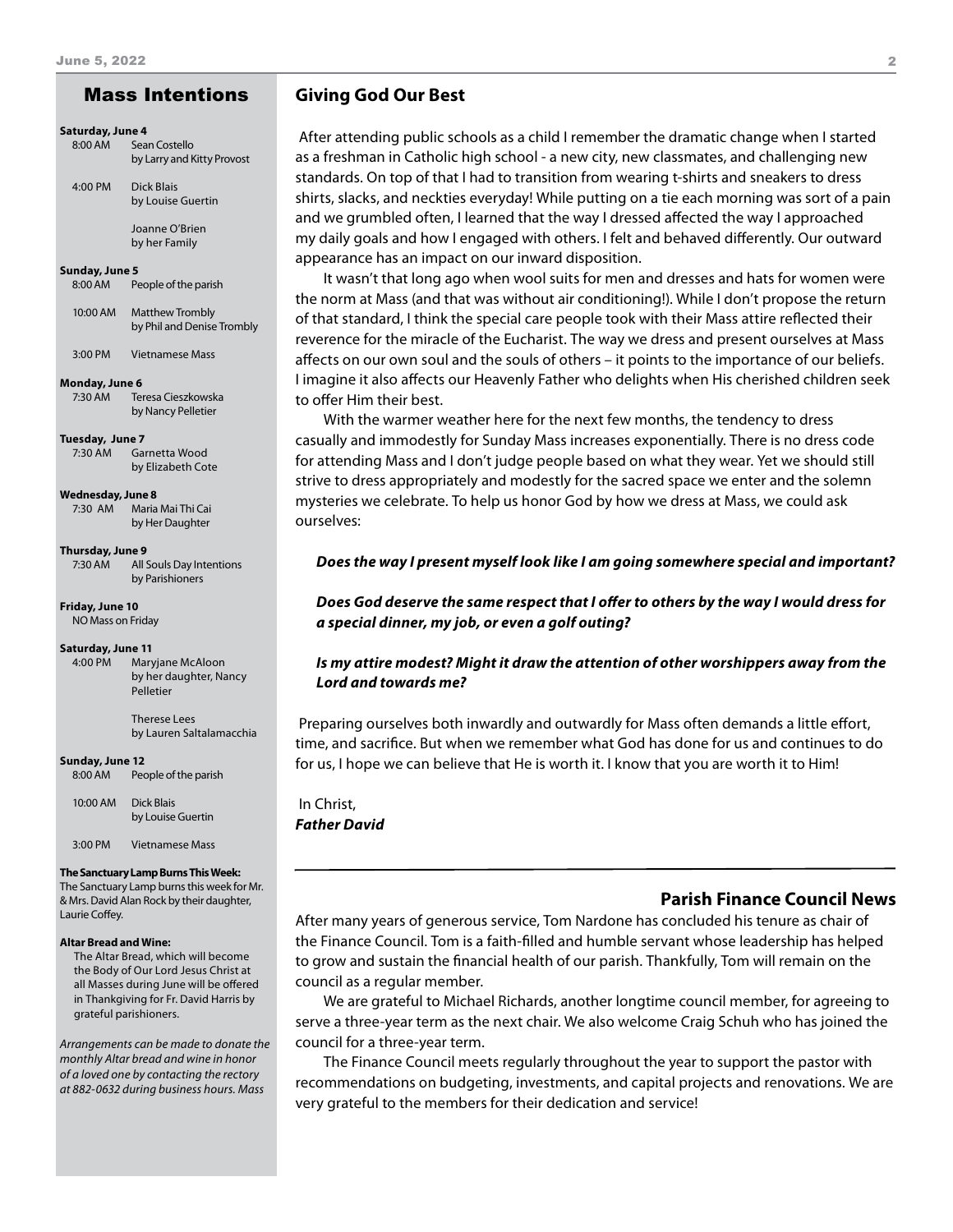## Mass Intentions

**Saturday, June 4**

8:00 AM Sean Costello
by Larry and Kitty Provost

4:00 PM Dick Blais
by Louise Guertin

Joanne O'Brien
by her Family

**Sunday, June 5**

8:00 AM People of the parish

10:00 AM Matthew Trombly
by Phil and Denise Trombly

3:00 PM Vietnamese Mass

**Monday, June 6**

7:30 AM Teresa Cieszkowska
by Nancy Pelletier

**Tuesday, June 7**

7:30 AM Garnetta Wood
by Elizabeth Cote

**Wednesday, June 8**

7:30 AM Maria Mai Thi Cai
by Her Daughter

**Thursday, June 9**

7:30 AM All Souls Day Intentions
by Parishioners

**Friday, June 10**

NO Mass on Friday

**Saturday, June 11**

4:00 PM Maryjane McAloon
by her daughter, Nancy Pelletier

Therese Lees
by Lauren Saltalamacchia

**Sunday, June 12**

8:00 AM People of the parish

10:00 AM Dick Blais
by Louise Guertin

3:00 PM Vietnamese Mass

**The Sanctuary Lamp Burns This Week:**
The Sanctuary Lamp burns this week for Mr. & Mrs. David Alan Rock by their daughter, Laurie Coffey.

**Altar Bread and Wine:**
The Altar Bread, which will become the Body of Our Lord Jesus Christ at all Masses during June will be offered in Thankgiving for Fr. David Harris by grateful parishioners.

*Arrangements can be made to donate the monthly Altar bread and wine in honor of a loved one by contacting the rectory at 882-0632 during business hours. Mass*

## Giving God Our Best

After attending public schools as a child I remember the dramatic change when I started as a freshman in Catholic high school - a new city, new classmates, and challenging new standards. On top of that I had to transition from wearing t-shirts and sneakers to dress shirts, slacks, and neckties everyday! While putting on a tie each morning was sort of a pain and we grumbled often, I learned that the way I dressed affected the way I approached my daily goals and how I engaged with others. I felt and behaved differently. Our outward appearance has an impact on our inward disposition.

It wasn't that long ago when wool suits for men and dresses and hats for women were the norm at Mass (and that was without air conditioning!). While I don't propose the return of that standard, I think the special care people took with their Mass attire reflected their reverence for the miracle of the Eucharist. The way we dress and present ourselves at Mass affects on our own soul and the souls of others – it points to the importance of our beliefs. I imagine it also affects our Heavenly Father who delights when His cherished children seek to offer Him their best.

With the warmer weather here for the next few months, the tendency to dress casually and immodestly for Sunday Mass increases exponentially. There is no dress code for attending Mass and I don't judge people based on what they wear. Yet we should still strive to dress appropriately and modestly for the sacred space we enter and the solemn mysteries we celebrate. To help us honor God by how we dress at Mass, we could ask ourselves:

***Does the way I present myself look like I am going somewhere special and important?***

***Does God deserve the same respect that I offer to others by the way I would dress for a special dinner, my job, or even a golf outing?***

***Is my attire modest? Might it draw the attention of other worshippers away from the Lord and towards me?***

Preparing ourselves both inwardly and outwardly for Mass often demands a little effort, time, and sacrifice. But when we remember what God has done for us and continues to do for us, I hope we can believe that He is worth it. I know that you are worth it to Him!

In Christ,
***Father David***

## Parish Finance Council News

After many years of generous service, Tom Nardone has concluded his tenure as chair of the Finance Council. Tom is a faith-filled and humble servant whose leadership has helped to grow and sustain the financial health of our parish. Thankfully, Tom will remain on the council as a regular member.

We are grateful to Michael Richards, another longtime council member, for agreeing to serve a three-year term as the next chair. We also welcome Craig Schuh who has joined the council for a three-year term.

The Finance Council meets regularly throughout the year to support the pastor with recommendations on budgeting, investments, and capital projects and renovations. We are very grateful to the members for their dedication and service!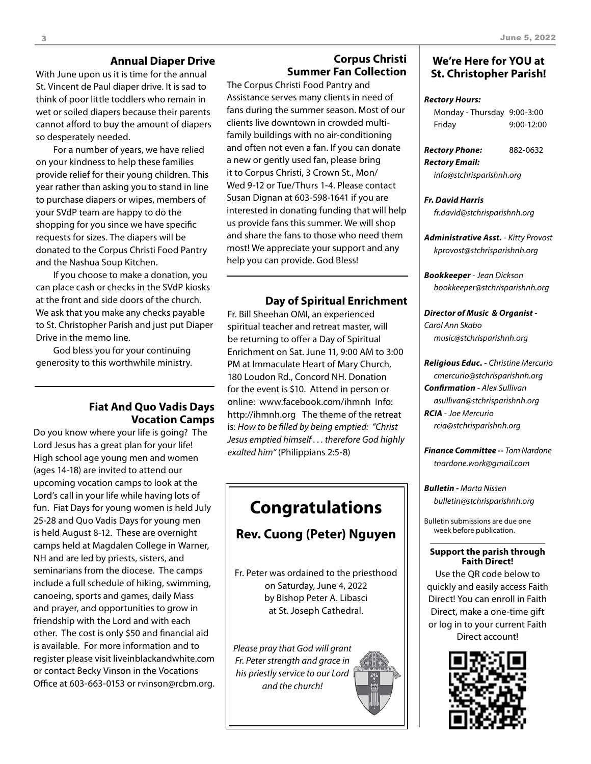## Annual Diaper Drive

With June upon us it is time for the annual St. Vincent de Paul diaper drive. It is sad to think of poor little toddlers who remain in wet or soiled diapers because their parents cannot afford to buy the amount of diapers so desperately needed.

For a number of years, we have relied on your kindness to help these families provide relief for their young children. This year rather than asking you to stand in line to purchase diapers or wipes, members of your SVdP team are happy to do the shopping for you since we have specific requests for sizes. The diapers will be donated to the Corpus Christi Food Pantry and the Nashua Soup Kitchen.

If you choose to make a donation, you can place cash or checks in the SVdP kiosks at the front and side doors of the church. We ask that you make any checks payable to St. Christopher Parish and just put Diaper Drive in the memo line.

God bless you for your continuing generosity to this worthwhile ministry.

## Fiat And Quo Vadis Days Vocation Camps

Do you know where your life is going? The Lord Jesus has a great plan for your life! High school age young men and women (ages 14-18) are invited to attend our upcoming vocation camps to look at the Lord's call in your life while having lots of fun. Fiat Days for young women is held July 25-28 and Quo Vadis Days for young men is held August 8-12. These are overnight camps held at Magdalen College in Warner, NH and are led by priests, sisters, and seminarians from the diocese. The camps include a full schedule of hiking, swimming, canoeing, sports and games, daily Mass and prayer, and opportunities to grow in friendship with the Lord and with each other. The cost is only $50 and financial aid is available. For more information and to register please visit liveinblackandwhite.com or contact Becky Vinson in the Vocations Office at 603-663-0153 or rvinson@rcbm.org.

## Corpus Christi Summer Fan Collection

The Corpus Christi Food Pantry and Assistance serves many clients in need of fans during the summer season. Most of our clients live downtown in crowded multi-family buildings with no air-conditioning and often not even a fan. If you can donate a new or gently used fan, please bring it to Corpus Christi, 3 Crown St., Mon/Wed 9-12 or Tue/Thurs 1-4. Please contact Susan Dignan at 603-598-1641 if you are interested in donating funding that will help us provide fans this summer. We will shop and share the fans to those who need them most! We appreciate your support and any help you can provide. God Bless!

## Day of Spiritual Enrichment

Fr. Bill Sheehan OMI, an experienced spiritual teacher and retreat master, will be returning to offer a Day of Spiritual Enrichment on Sat. June 11, 9:00 AM to 3:00 PM at Immaculate Heart of Mary Church, 180 Loudon Rd., Concord NH. Donation for the event is $10. Attend in person or online: www.facebook.com/ihmnh Info: http://ihmnh.org The theme of the retreat is: *How to be filled by being emptied: "Christ Jesus emptied himself . . . therefore God highly exalted him"* (Philippians 2:5-8)

# Congratulations

## Rev. Cuong (Peter) Nguyen

Fr. Peter was ordained to the priesthood on Saturday, June 4, 2022 by Bishop Peter A. Libasci at St. Joseph Cathedral.

*Please pray that God will grant Fr. Peter strength and grace in his priestly service to our Lord and the church!*

## We're Here for YOU at St. Christopher Parish!

***Rectory Hours:***

| | |
|---|---|
| Monday - Thursday | 9:00-3:00 |
| Friday | 9:00-12:00 |

***Rectory Phone:*** 882-0632

***Rectory Email:***
*info@stchrisparishnh.org*

***Fr. David Harris***
*fr.david@stchrisparishnh.org*

***Administrative Asst.*** *- Kitty Provost*
*kprovost@stchrisparishnh.org*

***Bookkeeper*** *- Jean Dickson*
*bookkeeper@stchrisparishnh.org*

***Director of Music & Organist*** *- Carol Ann Skabo*
*music@stchrisparishnh.org*

***Religious Educ.*** *- Christine Mercurio*
*cmercurio@stchrisparishnh.org*

***Confirmation*** *- Alex Sullivan*
*asullivan@stchrisparishnh.org*

***RCIA*** *- Joe Mercurio*
*rcia@stchrisparishnh.org*

***Finance Committee --*** *Tom Nardone*
*tnardone.work@gmail.com*

***Bulletin -*** *Marta Nissen*
*bulletin@stchrisparishnh.org*

Bulletin submissions are due one week before publication.

**Support the parish through Faith Direct!**

Use the QR code below to quickly and easily access Faith Direct! You can enroll in Faith Direct, make a one-time gift or log in to your current Faith Direct account!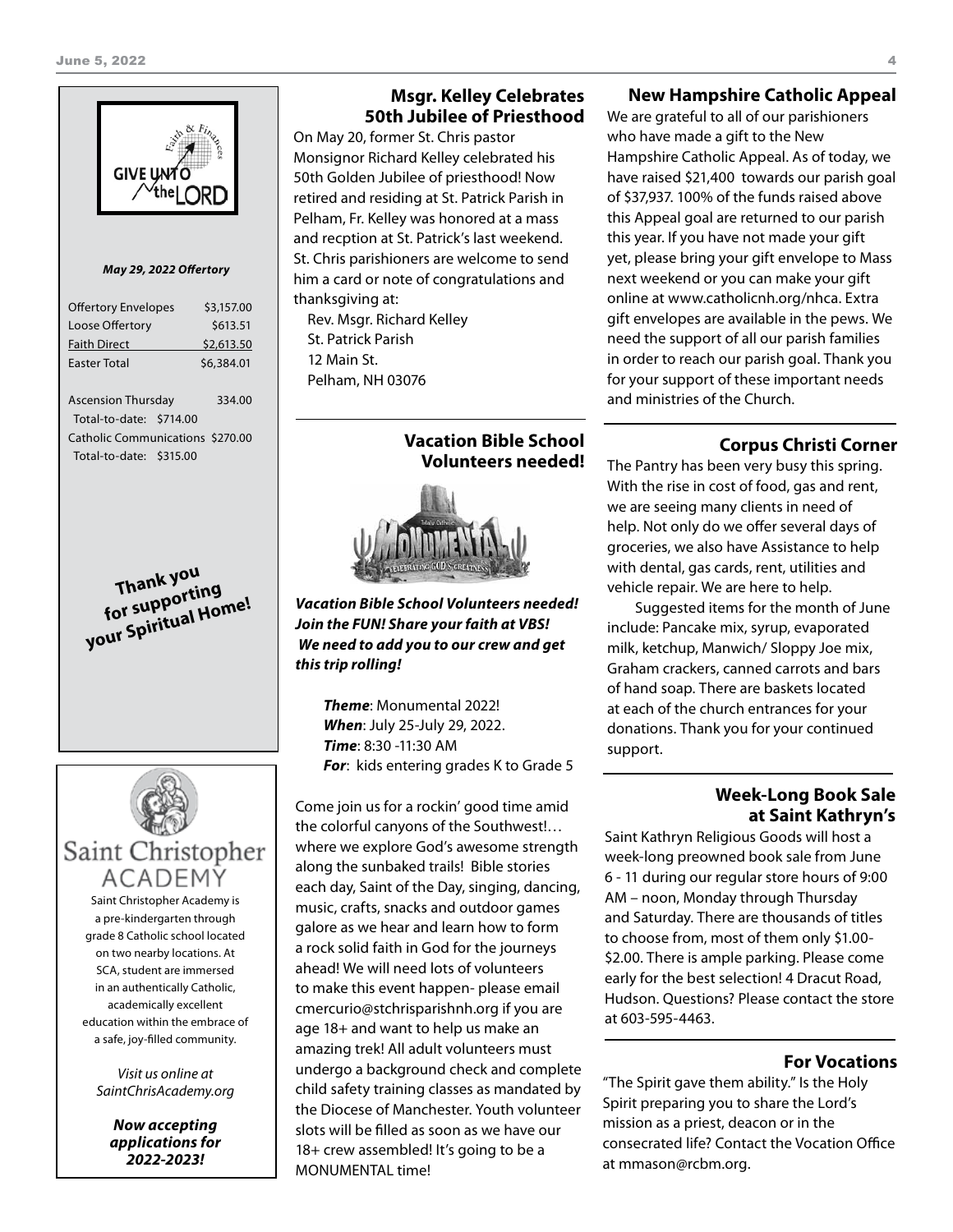GIVE UNTO the LORD

*Faith & Finances*

***May 29, 2022 Offertory***

| | |
|---|---|
| Offertory Envelopes | $3,157.00 |
| Loose Offertory | $613.51 |
| Faith Direct | $2,613.50 |
| Easter Total | $6,384.01 |

| | |
|---|---|
| Ascension Thursday | 334.00 |
| Total-to-date: $714.00 | |
| Catholic Communications | $270.00 |
| Total-to-date: $315.00 | |

**Thank you for supporting your Spiritual Home!**

# Saint Christopher ACADEMY

Saint Christopher Academy is a pre-kindergarten through grade 8 Catholic school located on two nearby locations. At SCA, student are immersed in an authentically Catholic, academically excellent education within the embrace of a safe, joy-filled community.

*Visit us online at SaintChrisAcademy.org*

***Now accepting applications for 2022-2023!***

## Msgr. Kelley Celebrates 50th Jubilee of Priesthood

On May 20, former St. Chris pastor Monsignor Richard Kelley celebrated his 50th Golden Jubilee of priesthood! Now retired and residing at St. Patrick Parish in Pelham, Fr. Kelley was honored at a mass and recption at St. Patrick's last weekend. St. Chris parishioners are welcome to send him a card or note of congratulations and thanksgiving at:

Rev. Msgr. Richard Kelley
St. Patrick Parish
12 Main St.
Pelham, NH 03076

## Vacation Bible School Volunteers needed!

MONUMENTAL — CELEBRATING GOD'S GREATNESS

***Vacation Bible School Volunteers needed! Join the FUN! Share your faith at VBS! We need to add you to our crew and get this trip rolling!***

***Theme***: Monumental 2022!
***When***: July 25-July 29, 2022.
***Time***: 8:30 -11:30 AM
***For***: kids entering grades K to Grade 5

Come join us for a rockin' good time amid the colorful canyons of the Southwest!… where we explore God's awesome strength along the sunbaked trails! Bible stories each day, Saint of the Day, singing, dancing, music, crafts, snacks and outdoor games galore as we hear and learn how to form a rock solid faith in God for the journeys ahead! We will need lots of volunteers to make this event happen- please email cmercurio@stchrisparishnh.org if you are age 18+ and want to help us make an amazing trek! All adult volunteers must undergo a background check and complete child safety training classes as mandated by the Diocese of Manchester. Youth volunteer slots will be filled as soon as we have our 18+ crew assembled! It's going to be a MONUMENTAL time!

## New Hampshire Catholic Appeal

We are grateful to all of our parishioners who have made a gift to the New Hampshire Catholic Appeal. As of today, we have raised $21,400 towards our parish goal of $37,937. 100% of the funds raised above this Appeal goal are returned to our parish this year. If you have not made your gift yet, please bring your gift envelope to Mass next weekend or you can make your gift online at www.catholicnh.org/nhca. Extra gift envelopes are available in the pews. We need the support of all our parish families in order to reach our parish goal. Thank you for your support of these important needs and ministries of the Church.

## Corpus Christi Corner

The Pantry has been very busy this spring. With the rise in cost of food, gas and rent, we are seeing many clients in need of help. Not only do we offer several days of groceries, we also have Assistance to help with dental, gas cards, rent, utilities and vehicle repair. We are here to help.

Suggested items for the month of June include: Pancake mix, syrup, evaporated milk, ketchup, Manwich/ Sloppy Joe mix, Graham crackers, canned carrots and bars of hand soap. There are baskets located at each of the church entrances for your donations. Thank you for your continued support.

## Week-Long Book Sale at Saint Kathryn's

Saint Kathryn Religious Goods will host a week-long preowned book sale from June 6 - 11 during our regular store hours of 9:00 AM – noon, Monday through Thursday and Saturday. There are thousands of titles to choose from, most of them only $1.00- $2.00. There is ample parking. Please come early for the best selection! 4 Dracut Road, Hudson. Questions? Please contact the store at 603-595-4463.

## For Vocations

"The Spirit gave them ability." Is the Holy Spirit preparing you to share the Lord's mission as a priest, deacon or in the consecrated life? Contact the Vocation Office at mmason@rcbm.org.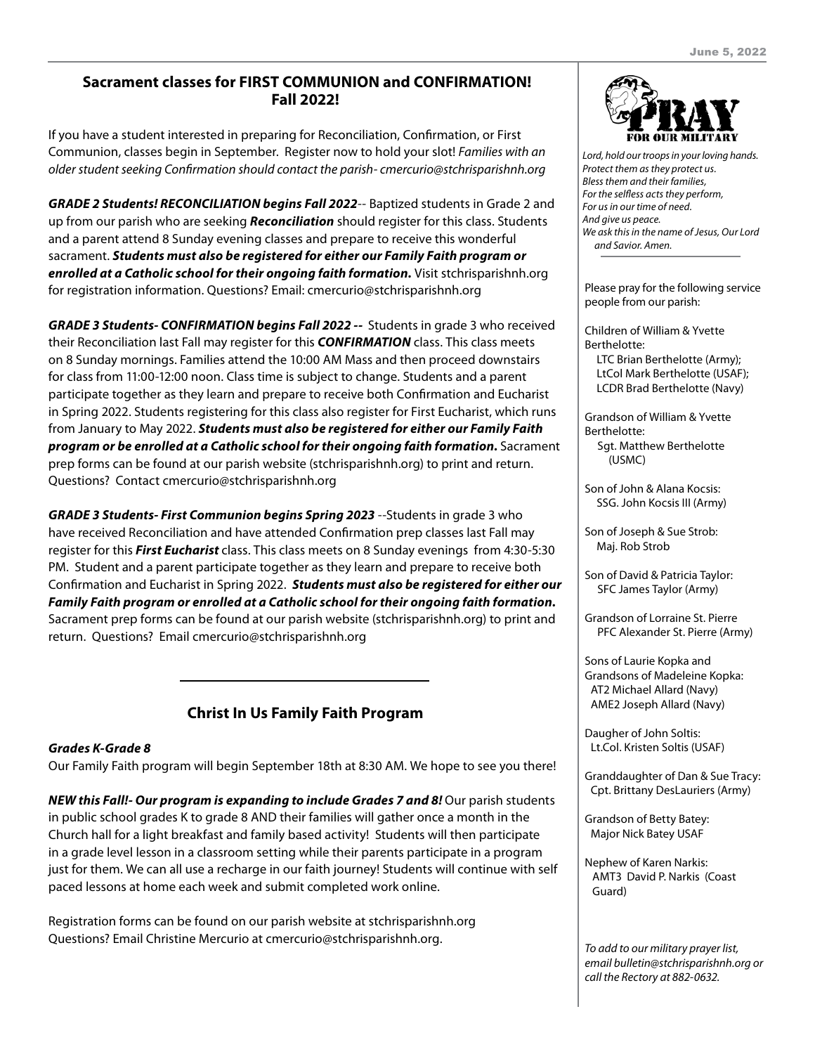## Sacrament classes for FIRST COMMUNION and CONFIRMATION! Fall 2022!

If you have a student interested in preparing for Reconciliation, Confirmation, or First Communion, classes begin in September. Register now to hold your slot! *Families with an older student seeking Confirmation should contact the parish- cmercurio@stchrisparishnh.org*

***GRADE 2 Students! RECONCILIATION begins Fall 2022***-- Baptized students in Grade 2 and up from our parish who are seeking ***Reconciliation*** should register for this class. Students and a parent attend 8 Sunday evening classes and prepare to receive this wonderful sacrament. ***Students must also be registered for either our Family Faith program or enrolled at a Catholic school for their ongoing faith formation.*** Visit stchrisparishnh.org for registration information. Questions? Email: cmercurio@stchrisparishnh.org

***GRADE 3 Students- CONFIRMATION begins Fall 2022 --*** Students in grade 3 who received their Reconciliation last Fall may register for this ***CONFIRMATION*** class. This class meets on 8 Sunday mornings. Families attend the 10:00 AM Mass and then proceed downstairs for class from 11:00-12:00 noon. Class time is subject to change. Students and a parent participate together as they learn and prepare to receive both Confirmation and Eucharist in Spring 2022. Students registering for this class also register for First Eucharist, which runs from January to May 2022. ***Students must also be registered for either our Family Faith program or be enrolled at a Catholic school for their ongoing faith formation.*** Sacrament prep forms can be found at our parish website (stchrisparishnh.org) to print and return. Questions? Contact cmercurio@stchrisparishnh.org

***GRADE 3 Students- First Communion begins Spring 2023*** --Students in grade 3 who have received Reconciliation and have attended Confirmation prep classes last Fall may register for this ***First Eucharist*** class. This class meets on 8 Sunday evenings from 4:30-5:30 PM. Student and a parent participate together as they learn and prepare to receive both Confirmation and Eucharist in Spring 2022. ***Students must also be registered for either our Family Faith program or enrolled at a Catholic school for their ongoing faith formation.*** Sacrament prep forms can be found at our parish website (stchrisparishnh.org) to print and return. Questions? Email cmercurio@stchrisparishnh.org

---

## Christ In Us Family Faith Program

***Grades K-Grade 8***

Our Family Faith program will begin September 18th at 8:30 AM. We hope to see you there!

***NEW this Fall!- Our program is expanding to include Grades 7 and 8!*** Our parish students in public school grades K to grade 8 AND their families will gather once a month in the Church hall for a light breakfast and family based activity! Students will then participate in a grade level lesson in a classroom setting while their parents participate in a program just for them. We can all use a recharge in our faith journey! Students will continue with self paced lessons at home each week and submit completed work online.

Registration forms can be found on our parish website at stchrisparishnh.org
Questions? Email Christine Mercurio at cmercurio@stchrisparishnh.org.

---

## PRAY FOR OUR MILITARY

*Lord, hold our troops in your loving hands.*
*Protect them as they protect us.*
*Bless them and their families,*
*For the selfless acts they perform,*
*For us in our time of need.*
*And give us peace.*
*We ask this in the name of Jesus, Our Lord and Savior. Amen.*

Please pray for the following service people from our parish:

Children of William & Yvette Berthelotte:
LTC Brian Berthelotte (Army);
LtCol Mark Berthelotte (USAF);
LCDR Brad Berthelotte (Navy)

Grandson of William & Yvette Berthelotte:
Sgt. Matthew Berthelotte (USMC)

Son of John & Alana Kocsis:
SSG. John Kocsis III (Army)

Son of Joseph & Sue Strob:
Maj. Rob Strob

Son of David & Patricia Taylor:
SFC James Taylor (Army)

Grandson of Lorraine St. Pierre
PFC Alexander St. Pierre (Army)

Sons of Laurie Kopka and Grandsons of Madeleine Kopka:
AT2 Michael Allard (Navy)
AME2 Joseph Allard (Navy)

Daugher of John Soltis:
Lt.Col. Kristen Soltis (USAF)

Granddaughter of Dan & Sue Tracy:
Cpt. Brittany DesLauriers (Army)

Grandson of Betty Batey:
Major Nick Batey USAF

Nephew of Karen Narkis:
AMT3 David P. Narkis (Coast Guard)

*To add to our military prayer list, email bulletin@stchrisparishnh.org or call the Rectory at 882-0632.*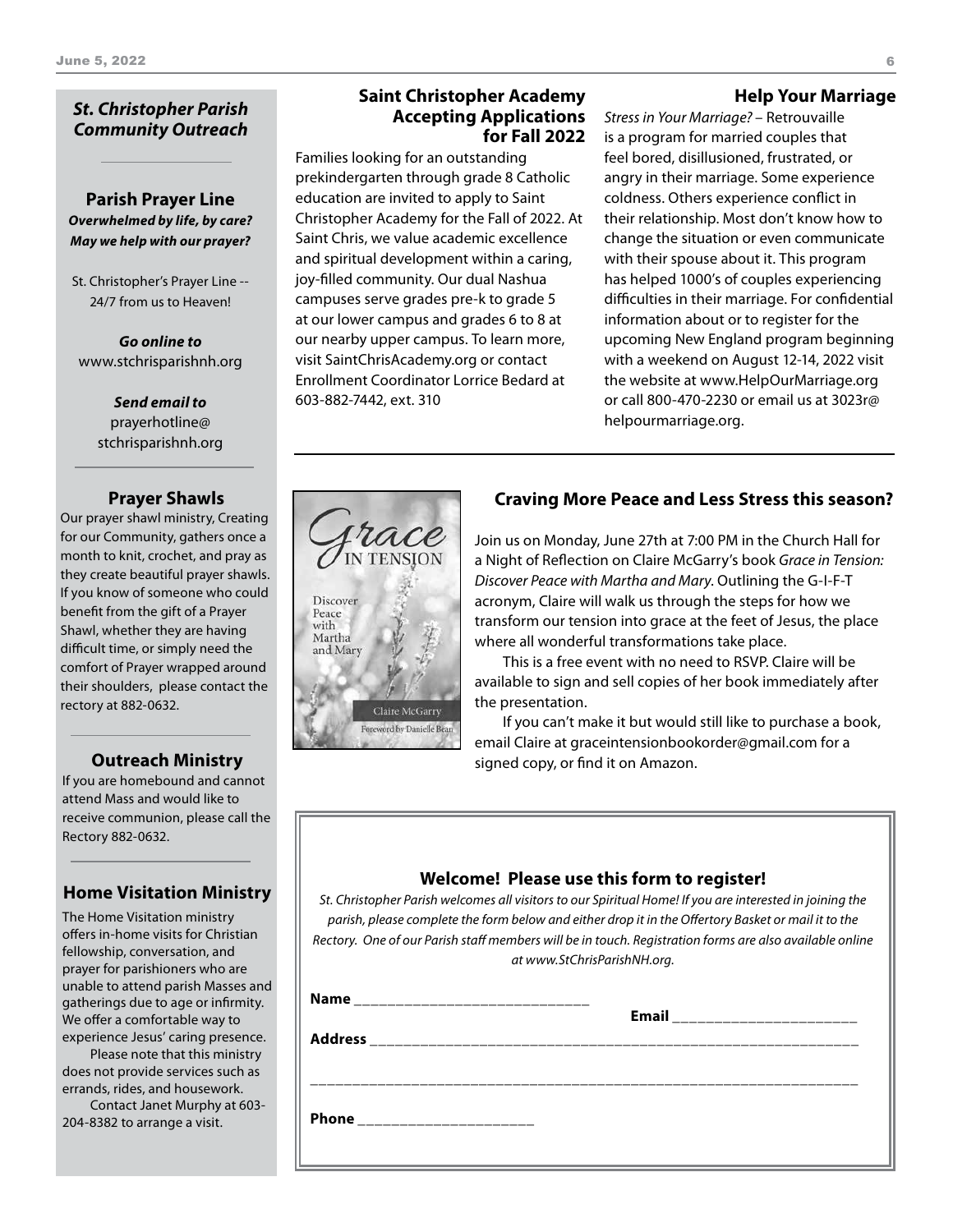## *St. Christopher Parish Community Outreach*

### Parish Prayer Line

***Overwhelmed by life, by care? May we help with our prayer?***

St. Christopher's Prayer Line -- 24/7 from us to Heaven!

***Go online to***
www.stchrisparishnh.org

***Send email to***
prayerhotline@stchrisparishnh.org

### Prayer Shawls

Our prayer shawl ministry, Creating for our Community, gathers once a month to knit, crochet, and pray as they create beautiful prayer shawls. If you know of someone who could benefit from the gift of a Prayer Shawl, whether they are having difficult time, or simply need the comfort of Prayer wrapped around their shoulders, please contact the rectory at 882-0632.

### Outreach Ministry

If you are homebound and cannot attend Mass and would like to receive communion, please call the Rectory 882-0632.

### Home Visitation Ministry

The Home Visitation ministry offers in-home visits for Christian fellowship, conversation, and prayer for parishioners who are unable to attend parish Masses and gatherings due to age or infirmity. We offer a comfortable way to experience Jesus' caring presence.

Please note that this ministry does not provide services such as errands, rides, and housework.

Contact Janet Murphy at 603-204-8382 to arrange a visit.

### Saint Christopher Academy Accepting Applications for Fall 2022

Families looking for an outstanding prekindergarten through grade 8 Catholic education are invited to apply to Saint Christopher Academy for the Fall of 2022. At Saint Chris, we value academic excellence and spiritual development within a caring, joy-filled community. Our dual Nashua campuses serve grades pre-k to grade 5 at our lower campus and grades 6 to 8 at our nearby upper campus. To learn more, visit SaintChrisAcademy.org or contact Enrollment Coordinator Lorrice Bedard at 603-882-7442, ext. 310

### Help Your Marriage

*Stress in Your Marriage?* – Retrouvaille is a program for married couples that feel bored, disillusioned, frustrated, or angry in their marriage. Some experience coldness. Others experience conflict in their relationship. Most don't know how to change the situation or even communicate with their spouse about it. This program has helped 1000's of couples experiencing difficulties in their marriage. For confidential information about or to register for the upcoming New England program beginning with a weekend on August 12-14, 2022 visit the website at www.HelpOurMarriage.org or call 800-470-2230 or email us at 3023r@helpourmarriage.org.

### Craving More Peace and Less Stress this season?

Join us on Monday, June 27th at 7:00 PM in the Church Hall for a Night of Reflection on Claire McGarry's book *Grace in Tension: Discover Peace with Martha and Mary*. Outlining the G-I-F-T acronym, Claire will walk us through the steps for how we transform our tension into grace at the feet of Jesus, the place where all wonderful transformations take place.

This is a free event with no need to RSVP. Claire will be available to sign and sell copies of her book immediately after the presentation.

If you can't make it but would still like to purchase a book, email Claire at graceintensionbookorder@gmail.com for a signed copy, or find it on Amazon.

### Welcome! Please use this form to register!

*St. Christopher Parish welcomes all visitors to our Spiritual Home! If you are interested in joining the parish, please complete the form below and either drop it in the Offertory Basket or mail it to the Rectory. One of our Parish staff members will be in touch. Registration forms are also available online at www.StChrisParishNH.org.*

**Name** ______________________________ **Email** ________________________

**Address** ________________________________________________________________

___________________________________________________________________________

**Phone** ______________________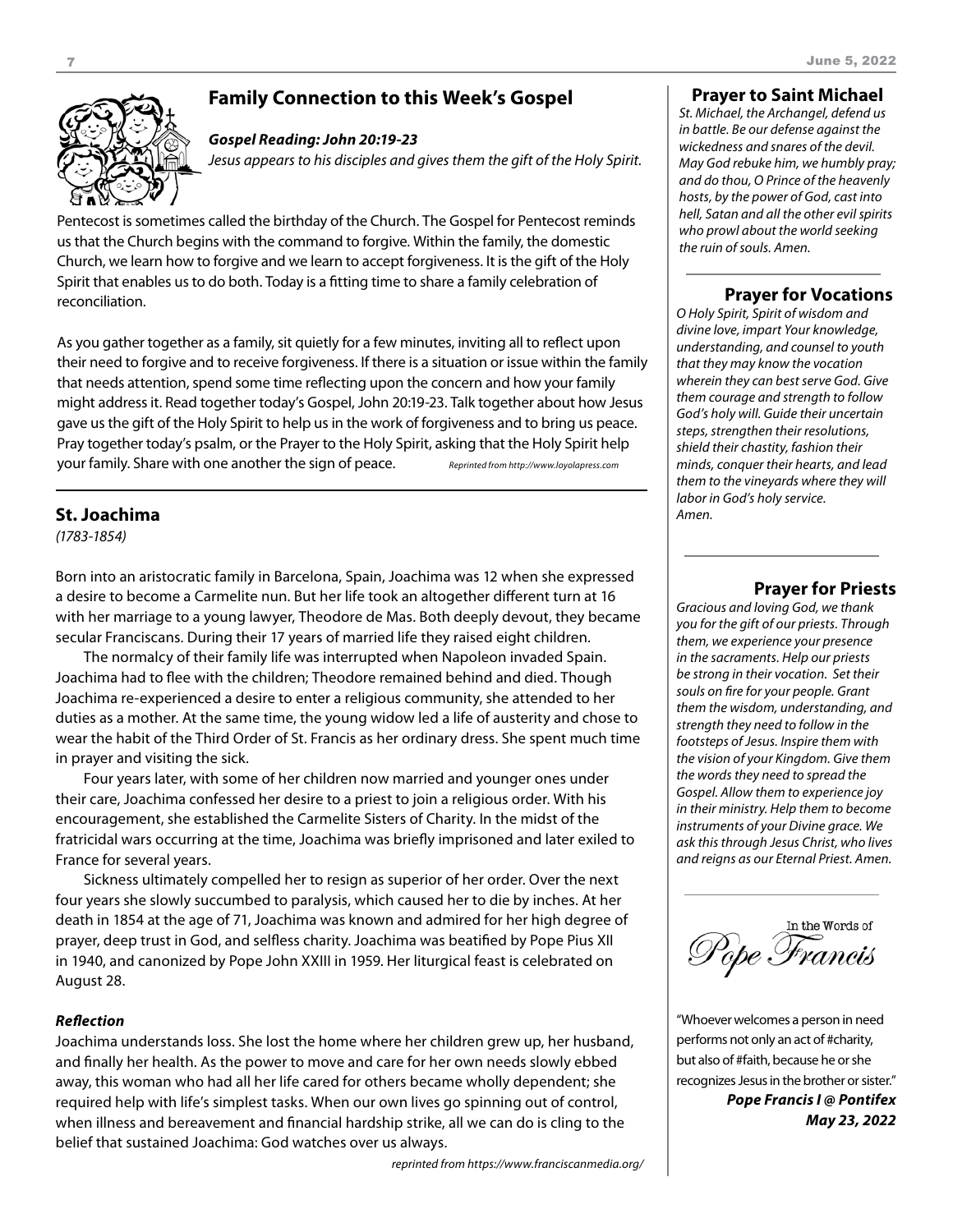## Family Connection to this Week's Gospel

***Gospel Reading: John 20:19-23***

*Jesus appears to his disciples and gives them the gift of the Holy Spirit.*

Pentecost is sometimes called the birthday of the Church. The Gospel for Pentecost reminds us that the Church begins with the command to forgive. Within the family, the domestic Church, we learn how to forgive and we learn to accept forgiveness. It is the gift of the Holy Spirit that enables us to do both. Today is a fitting time to share a family celebration of reconciliation.

As you gather together as a family, sit quietly for a few minutes, inviting all to reflect upon their need to forgive and to receive forgiveness. If there is a situation or issue within the family that needs attention, spend some time reflecting upon the concern and how your family might address it. Read together today's Gospel, John 20:19-23. Talk together about how Jesus gave us the gift of the Holy Spirit to help us in the work of forgiveness and to bring us peace. Pray together today's psalm, or the Prayer to the Holy Spirit, asking that the Holy Spirit help your family. Share with one another the sign of peace.

*Reprinted from http://www.loyolapress.com*

## St. Joachima

*(1783-1854)*

Born into an aristocratic family in Barcelona, Spain, Joachima was 12 when she expressed a desire to become a Carmelite nun. But her life took an altogether different turn at 16 with her marriage to a young lawyer, Theodore de Mas. Both deeply devout, they became secular Franciscans. During their 17 years of married life they raised eight children.

The normalcy of their family life was interrupted when Napoleon invaded Spain. Joachima had to flee with the children; Theodore remained behind and died. Though Joachima re-experienced a desire to enter a religious community, she attended to her duties as a mother. At the same time, the young widow led a life of austerity and chose to wear the habit of the Third Order of St. Francis as her ordinary dress. She spent much time in prayer and visiting the sick.

Four years later, with some of her children now married and younger ones under their care, Joachima confessed her desire to a priest to join a religious order. With his encouragement, she established the Carmelite Sisters of Charity. In the midst of the fratricidal wars occurring at the time, Joachima was briefly imprisoned and later exiled to France for several years.

Sickness ultimately compelled her to resign as superior of her order. Over the next four years she slowly succumbed to paralysis, which caused her to die by inches. At her death in 1854 at the age of 71, Joachima was known and admired for her high degree of prayer, deep trust in God, and selfless charity. Joachima was beatified by Pope Pius XII in 1940, and canonized by Pope John XXIII in 1959. Her liturgical feast is celebrated on August 28.

***Reflection***

Joachima understands loss. She lost the home where her children grew up, her husband, and finally her health. As the power to move and care for her own needs slowly ebbed away, this woman who had all her life cared for others became wholly dependent; she required help with life's simplest tasks. When our own lives go spinning out of control, when illness and bereavement and financial hardship strike, all we can do is cling to the belief that sustained Joachima: God watches over us always.

*reprinted from https://www.franciscanmedia.org/*

## Prayer to Saint Michael

*St. Michael, the Archangel, defend us in battle. Be our defense against the wickedness and snares of the devil. May God rebuke him, we humbly pray; and do thou, O Prince of the heavenly hosts, by the power of God, cast into hell, Satan and all the other evil spirits who prowl about the world seeking the ruin of souls. Amen.*

## Prayer for Vocations

*O Holy Spirit, Spirit of wisdom and divine love, impart Your knowledge, understanding, and counsel to youth that they may know the vocation wherein they can best serve God. Give them courage and strength to follow God's holy will. Guide their uncertain steps, strengthen their resolutions, shield their chastity, fashion their minds, conquer their hearts, and lead them to the vineyards where they will labor in God's holy service. Amen.*

## Prayer for Priests

*Gracious and loving God, we thank you for the gift of our priests. Through them, we experience your presence in the sacraments. Help our priests be strong in their vocation. Set their souls on fire for your people. Grant them the wisdom, understanding, and strength they need to follow in the footsteps of Jesus. Inspire them with the vision of your Kingdom. Give them the words they need to spread the Gospel. Allow them to experience joy in their ministry. Help them to become instruments of your Divine grace. We ask this through Jesus Christ, who lives and reigns as our Eternal Priest. Amen.*

## In the Words of Pope Francis

"Whoever welcomes a person in need performs not only an act of #charity, but also of #faith, because he or she recognizes Jesus in the brother or sister."

***Pope Francis I @ Pontifex***
***May 23, 2022***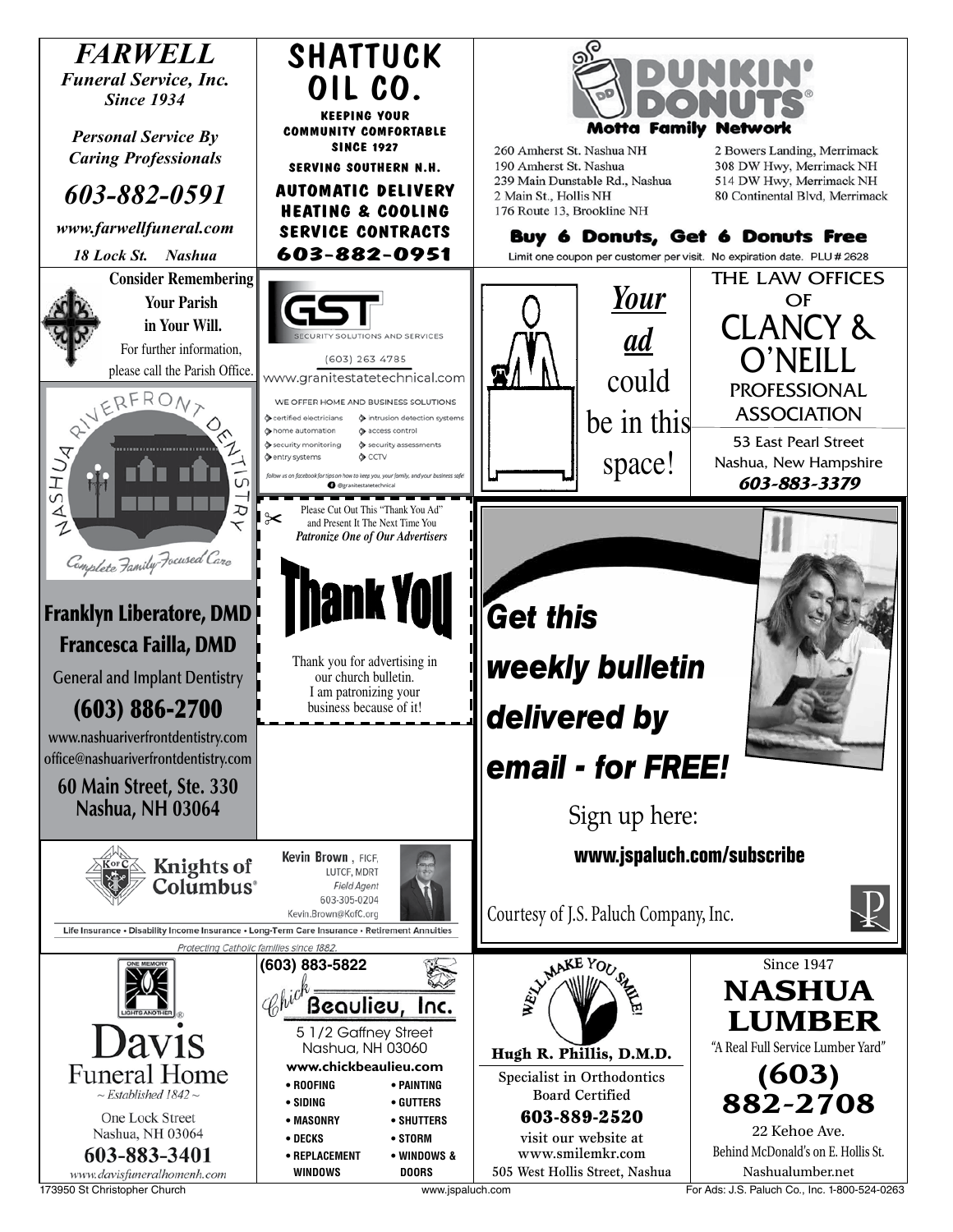## FARWELL

*Funeral Service, Inc.*
*Since 1934*

*Personal Service By Caring Professionals*

*603-882-0591*

*www.farwellfuneral.com*

*18 Lock St. Nashua*

## SHATTUCK OIL CO.

KEEPING YOUR COMMUNITY COMFORTABLE SINCE 1927

SERVING SOUTHERN N.H.

AUTOMATIC DELIVERY
HEATING & COOLING
SERVICE CONTRACTS

603-882-0951

## DUNKIN' DONUTS

**Motta Family Network**

260 Amherst St. Nashua NH
190 Amherst St. Nashua
239 Main Dunstable Rd., Nashua
2 Main St., Hollis NH
176 Route 13, Brookline NH
2 Bowers Landing, Merrimack
308 DW Hwy, Merrimack NH
514 DW Hwy, Merrimack NH
80 Continental Blvd, Merrimack

**Buy 6 Donuts, Get 6 Donuts Free**

Limit one coupon per customer per visit. No expiration date. PLU # 2628

**Consider Remembering Your Parish in Your Will.**

For further information, please call the Parish Office.

## GST

SECURITY SOLUTIONS AND SERVICES

(603) 263 4785

www.granitestatetechnical.com

WE OFFER HOME AND BUSINESS SOLUTIONS

- certified electricians
- intrusion detection systems
- home automation
- access control
- security monitoring
- security assessments
- entry systems
- CCTV

*follow us on facebook for tips on how to keep you, your family, and your business safe!* @granitestatetechnical

*Your ad* could be in this space!

THE LAW OFFICES OF

## CLANCY & O'NEILL

PROFESSIONAL ASSOCIATION

53 East Pearl Street
Nashua, New Hampshire
*603-883-3379*

## NASHUA RIVERFRONT DENTISTRY

*Complete Family Focused Care*

**Franklyn Liberatore, DMD**
**Francesca Failla, DMD**

General and Implant Dentistry

**(603) 886-2700**

www.nashuariverfrontdentistry.com
office@nashuariverfrontdentistry.com

**60 Main Street, Ste. 330**
**Nashua, NH 03064**

Please Cut Out This "Thank You Ad" and Present It The Next Time You *Patronize One of Our Advertisers*

# Thank You

Thank you for advertising in our church bulletin. I am patronizing your business because of it!

***Get this weekly bulletin delivered by email - for FREE!***

Sign up here:

**www.jspaluch.com/subscribe**

Courtesy of J.S. Paluch Company, Inc.

## Knights of Columbus®

**Kevin Brown**, FICF, LUTCF, MDRT
*Field Agent*
603-305-0204
Kevin.Brown@KofC.org

Life Insurance • Disability Income Insurance • Long-Term Care Insurance • Retirement Annuities

*Protecting Catholic families since 1882.*

ONE MEMORY LIGHTS ANOTHER

## Davis Funeral Home

*~ Established 1842 ~*

One Lock Street
Nashua, NH 03064

**603-883-3401**

*www.davisfuneralhomenh.com*

**(603) 883-5822**

## Chick Beaulieu, Inc.

5 1/2 Gaffney Street
Nashua, NH 03060

**www.chickbeaulieu.com**

- ROOFING
- PAINTING
- SIDING
- GUTTERS
- MASONRY
- SHUTTERS
- DECKS
- STORM
- REPLACEMENT WINDOWS
- WINDOWS & DOORS

WE'LL MAKE YOU SMILE!

**Hugh R. Phillis, D.M.D.**

Specialist in Orthodontics
Board Certified

**603-889-2520**

visit our website at
www.smilemkr.com

505 West Hollis Street, Nashua

Since 1947

## NASHUA LUMBER

"A Real Full Service Lumber Yard"

**(603) 882-2708**

22 Kehoe Ave.
Behind McDonald's on E. Hollis St.
Nashualumber.net

173950 St Christopher Church    www.jspaluch.com    For Ads: J.S. Paluch Co., Inc. 1-800-524-0263